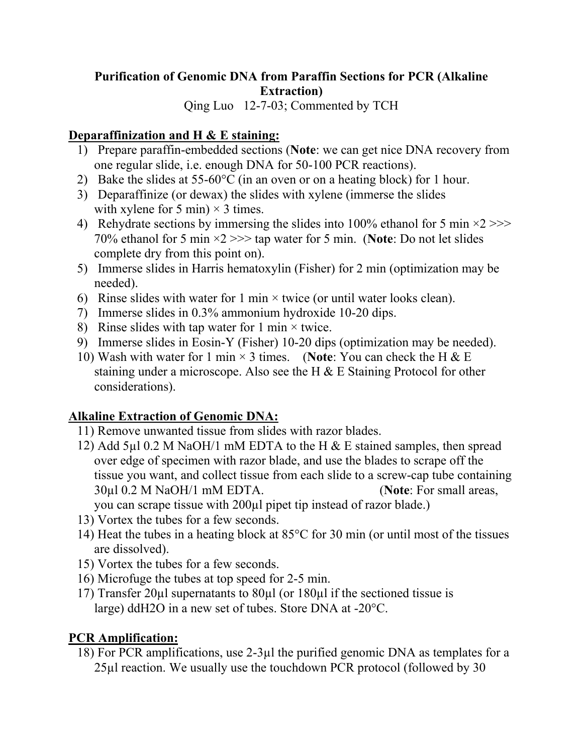# Purification of Genomic DNA from Paraffin Sections for PCR (Alkaline Extraction)

Qing Luo 12-7-03; Commented by TCH

## Deparaffinization and H & E staining:

1) Prepare paraffin-embedded sections (**Note**: we can get nice DNA recovery from one regular slide, i.e. enough DNA for 50-100 PCR reactions).
2) Bake the slides at 55-60°C (in an oven or on a heating block) for 1 hour.
3) Deparaffinize (or dewax) the slides with xylene (immerse the slides with xylene for 5 min) × 3 times.
4) Rehydrate sections by immersing the slides into 100% ethanol for 5 min ×2 >>> 70% ethanol for 5 min ×2 >>> tap water for 5 min. (**Note**: Do not let slides complete dry from this point on).
5) Immerse slides in Harris hematoxylin (Fisher) for 2 min (optimization may be needed).
6) Rinse slides with water for 1 min × twice (or until water looks clean).
7) Immerse slides in 0.3% ammonium hydroxide 10-20 dips.
8) Rinse slides with tap water for 1 min × twice.
9) Immerse slides in Eosin-Y (Fisher) 10-20 dips (optimization may be needed).
10) Wash with water for 1 min × 3 times. (**Note**: You can check the H & E staining under a microscope. Also see the H & E Staining Protocol for other considerations).

## Alkaline Extraction of Genomic DNA:

11) Remove unwanted tissue from slides with razor blades.
12) Add 5μl 0.2 M NaOH/1 mM EDTA to the H & E stained samples, then spread over edge of specimen with razor blade, and use the blades to scrape off the tissue you want, and collect tissue from each slide to a screw-cap tube containing 30μl 0.2 M NaOH/1 mM EDTA. (**Note**: For small areas, you can scrape tissue with 200μl pipet tip instead of razor blade.)
13) Vortex the tubes for a few seconds.
14) Heat the tubes in a heating block at 85°C for 30 min (or until most of the tissues are dissolved).
15) Vortex the tubes for a few seconds.
16) Microfuge the tubes at top speed for 2-5 min.
17) Transfer 20μl supernatants to 80μl (or 180μl if the sectioned tissue is large) ddH2O in a new set of tubes. Store DNA at -20°C.

## PCR Amplification:

18) For PCR amplifications, use 2-3μl the purified genomic DNA as templates for a 25μl reaction. We usually use the touchdown PCR protocol (followed by 30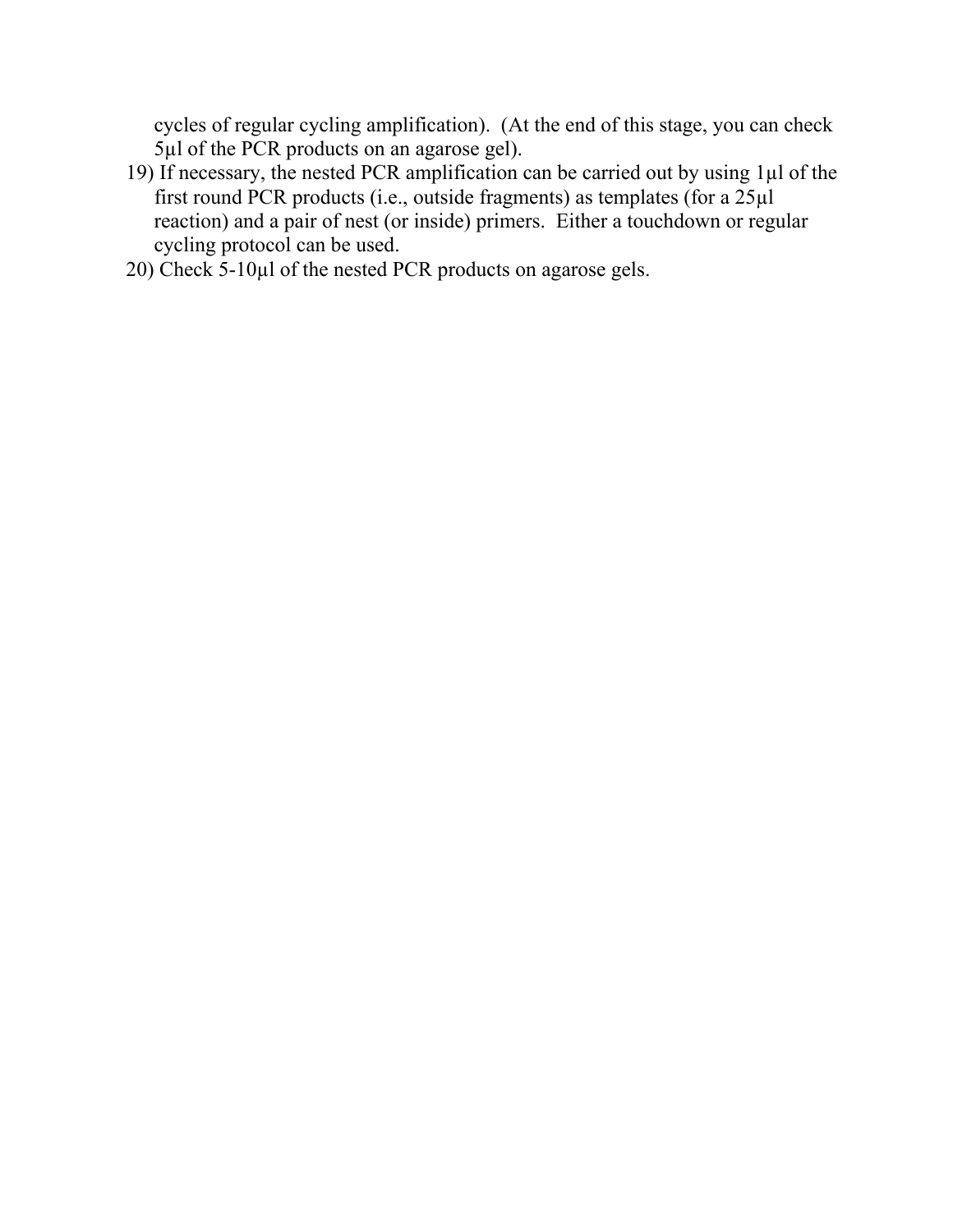cycles of regular cycling amplification). (At the end of this stage, you can check 5μl of the PCR products on an agarose gel).

19) If necessary, the nested PCR amplification can be carried out by using 1μl of the first round PCR products (i.e., outside fragments) as templates (for a 25μl reaction) and a pair of nest (or inside) primers. Either a touchdown or regular cycling protocol can be used.
20) Check 5-10μl of the nested PCR products on agarose gels.